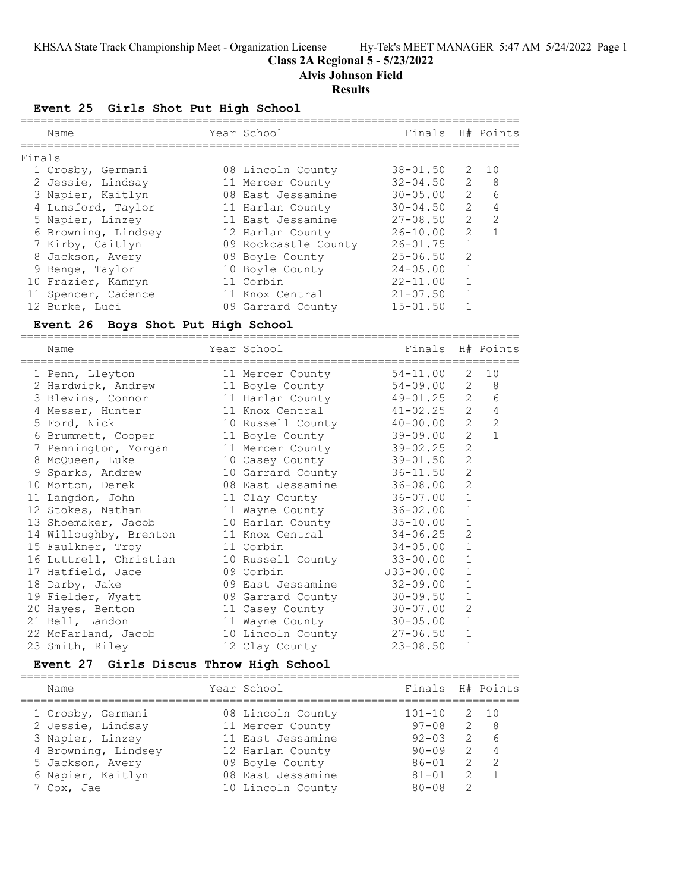# Class 2A Regional 5 - 5/23/2022

## Alvis Johnson Field

### Results

#### Event 25 Girls Shot Put High School

Finals

| | Name | Year | School | Finals | H# | Points |
|---|---|---|---|---|---|---|
| 1 | Crosby, Germani | 08 | Lincoln County | 38-01.50 | 2 | 10 |
| 2 | Jessie, Lindsay | 11 | Mercer County | 32-04.50 | 2 | 8 |
| 3 | Napier, Kaitlyn | 08 | East Jessamine | 30-05.00 | 2 | 6 |
| 4 | Lunsford, Taylor | 11 | Harlan County | 30-04.50 | 2 | 4 |
| 5 | Napier, Linzey | 11 | East Jessamine | 27-08.50 | 2 | 2 |
| 6 | Browning, Lindsey | 12 | Harlan County | 26-10.00 | 2 | 1 |
| 7 | Kirby, Caitlyn | 09 | Rockcastle County | 26-01.75 | 1 | |
| 8 | Jackson, Avery | 09 | Boyle County | 25-06.50 | 2 | |
| 9 | Benge, Taylor | 10 | Boyle County | 24-05.00 | 1 | |
| 10 | Frazier, Kamryn | 11 | Corbin | 22-11.00 | 1 | |
| 11 | Spencer, Cadence | 11 | Knox Central | 21-07.50 | 1 | |
| 12 | Burke, Luci | 09 | Garrard County | 15-01.50 | 1 | |

#### Event 26 Boys Shot Put High School

| | Name | Year | School | Finals | H# | Points |
|---|---|---|---|---|---|---|
| 1 | Penn, Lleyton | 11 | Mercer County | 54-11.00 | 2 | 10 |
| 2 | Hardwick, Andrew | 11 | Boyle County | 54-09.00 | 2 | 8 |
| 3 | Blevins, Connor | 11 | Harlan County | 49-01.25 | 2 | 6 |
| 4 | Messer, Hunter | 11 | Knox Central | 41-02.25 | 2 | 4 |
| 5 | Ford, Nick | 10 | Russell County | 40-00.00 | 2 | 2 |
| 6 | Brummett, Cooper | 11 | Boyle County | 39-09.00 | 2 | 1 |
| 7 | Pennington, Morgan | 11 | Mercer County | 39-02.25 | 2 | |
| 8 | McQueen, Luke | 10 | Casey County | 39-01.50 | 2 | |
| 9 | Sparks, Andrew | 10 | Garrard County | 36-11.50 | 2 | |
| 10 | Morton, Derek | 08 | East Jessamine | 36-08.00 | 2 | |
| 11 | Langdon, John | 11 | Clay County | 36-07.00 | 1 | |
| 12 | Stokes, Nathan | 11 | Wayne County | 36-02.00 | 1 | |
| 13 | Shoemaker, Jacob | 10 | Harlan County | 35-10.00 | 1 | |
| 14 | Willoughby, Brenton | 11 | Knox Central | 34-06.25 | 2 | |
| 15 | Faulkner, Troy | 11 | Corbin | 34-05.00 | 1 | |
| 16 | Luttrell, Christian | 10 | Russell County | 33-00.00 | 1 | |
| 17 | Hatfield, Jace | 09 | Corbin | J33-00.00 | 1 | |
| 18 | Darby, Jake | 09 | East Jessamine | 32-09.00 | 1 | |
| 19 | Fielder, Wyatt | 09 | Garrard County | 30-09.50 | 1 | |
| 20 | Hayes, Benton | 11 | Casey County | 30-07.00 | 2 | |
| 21 | Bell, Landon | 11 | Wayne County | 30-05.00 | 1 | |
| 22 | McFarland, Jacob | 10 | Lincoln County | 27-06.50 | 1 | |
| 23 | Smith, Riley | 12 | Clay County | 23-08.50 | 1 | |

#### Event 27 Girls Discus Throw High School

| | Name | Year | School | Finals | H# | Points |
|---|---|---|---|---|---|---|
| 1 | Crosby, Germani | 08 | Lincoln County | 101-10 | 2 | 10 |
| 2 | Jessie, Lindsay | 11 | Mercer County | 97-08 | 2 | 8 |
| 3 | Napier, Linzey | 11 | East Jessamine | 92-03 | 2 | 6 |
| 4 | Browning, Lindsey | 12 | Harlan County | 90-09 | 2 | 4 |
| 5 | Jackson, Avery | 09 | Boyle County | 86-01 | 2 | 2 |
| 6 | Napier, Kaitlyn | 08 | East Jessamine | 81-01 | 2 | 1 |
| 7 | Cox, Jae | 10 | Lincoln County | 80-08 | 2 | |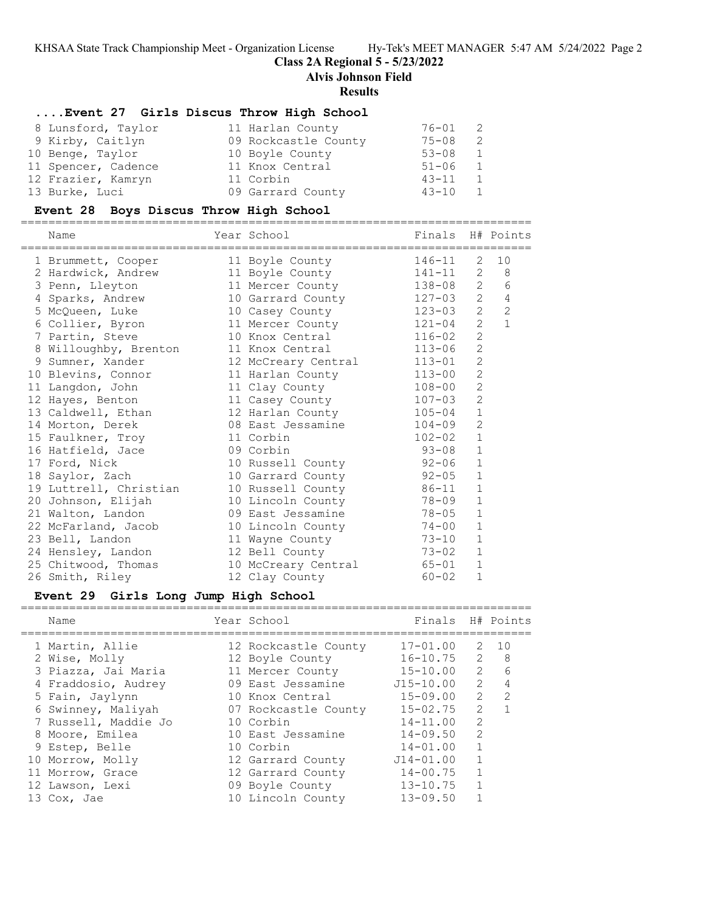## Class 2A Regional 5 - 5/23/2022

## Alvis Johnson Field

## Results

### ....Event 27 Girls Discus Throw High School

| Name | Year | School | Finals | H# | Points |
|---|---|---|---|---|---|
| 8 Lunsford, Taylor | 11 | Harlan County | 76-01 | 2 | |
| 9 Kirby, Caitlyn | 09 | Rockcastle County | 75-08 | 2 | |
| 10 Benge, Taylor | 10 | Boyle County | 53-08 | 1 | |
| 11 Spencer, Cadence | 11 | Knox Central | 51-06 | 1 | |
| 12 Frazier, Kamryn | 11 | Corbin | 43-11 | 1 | |
| 13 Burke, Luci | 09 | Garrard County | 43-10 | 1 | |

### Event 28 Boys Discus Throw High School

| Name | Year | School | Finals | H# | Points |
|---|---|---|---|---|---|
| 1 Brummett, Cooper | 11 | Boyle County | 146-11 | 2 | 10 |
| 2 Hardwick, Andrew | 11 | Boyle County | 141-11 | 2 | 8 |
| 3 Penn, Lleyton | 11 | Mercer County | 138-08 | 2 | 6 |
| 4 Sparks, Andrew | 10 | Garrard County | 127-03 | 2 | 4 |
| 5 McQueen, Luke | 10 | Casey County | 123-03 | 2 | 2 |
| 6 Collier, Byron | 11 | Mercer County | 121-04 | 2 | 1 |
| 7 Partin, Steve | 10 | Knox Central | 116-02 | 2 | |
| 8 Willoughby, Brenton | 11 | Knox Central | 113-06 | 2 | |
| 9 Sumner, Xander | 12 | McCreary Central | 113-01 | 2 | |
| 10 Blevins, Connor | 11 | Harlan County | 113-00 | 2 | |
| 11 Langdon, John | 11 | Clay County | 108-00 | 2 | |
| 12 Hayes, Benton | 11 | Casey County | 107-03 | 2 | |
| 13 Caldwell, Ethan | 12 | Harlan County | 105-04 | 1 | |
| 14 Morton, Derek | 08 | East Jessamine | 104-09 | 2 | |
| 15 Faulkner, Troy | 11 | Corbin | 102-02 | 1 | |
| 16 Hatfield, Jace | 09 | Corbin | 93-08 | 1 | |
| 17 Ford, Nick | 10 | Russell County | 92-06 | 1 | |
| 18 Saylor, Zach | 10 | Garrard County | 92-05 | 1 | |
| 19 Luttrell, Christian | 10 | Russell County | 86-11 | 1 | |
| 20 Johnson, Elijah | 10 | Lincoln County | 78-09 | 1 | |
| 21 Walton, Landon | 09 | East Jessamine | 78-05 | 1 | |
| 22 McFarland, Jacob | 10 | Lincoln County | 74-00 | 1 | |
| 23 Bell, Landon | 11 | Wayne County | 73-10 | 1 | |
| 24 Hensley, Landon | 12 | Bell County | 73-02 | 1 | |
| 25 Chitwood, Thomas | 10 | McCreary Central | 65-01 | 1 | |
| 26 Smith, Riley | 12 | Clay County | 60-02 | 1 | |

### Event 29 Girls Long Jump High School

| Name | Year | School | Finals | H# | Points |
|---|---|---|---|---|---|
| 1 Martin, Allie | 12 | Rockcastle County | 17-01.00 | 2 | 10 |
| 2 Wise, Molly | 12 | Boyle County | 16-10.75 | 2 | 8 |
| 3 Piazza, Jai Maria | 11 | Mercer County | 15-10.00 | 2 | 6 |
| 4 Fraddosio, Audrey | 09 | East Jessamine | J15-10.00 | 2 | 4 |
| 5 Fain, Jaylynn | 10 | Knox Central | 15-09.00 | 2 | 2 |
| 6 Swinney, Maliyah | 07 | Rockcastle County | 15-02.75 | 2 | 1 |
| 7 Russell, Maddie Jo | 10 | Corbin | 14-11.00 | 2 | |
| 8 Moore, Emilea | 10 | East Jessamine | 14-09.50 | 2 | |
| 9 Estep, Belle | 10 | Corbin | 14-01.00 | 1 | |
| 10 Morrow, Molly | 12 | Garrard County | J14-01.00 | 1 | |
| 11 Morrow, Grace | 12 | Garrard County | 14-00.75 | 1 | |
| 12 Lawson, Lexi | 09 | Boyle County | 13-10.75 | 1 | |
| 13 Cox, Jae | 10 | Lincoln County | 13-09.50 | 1 | |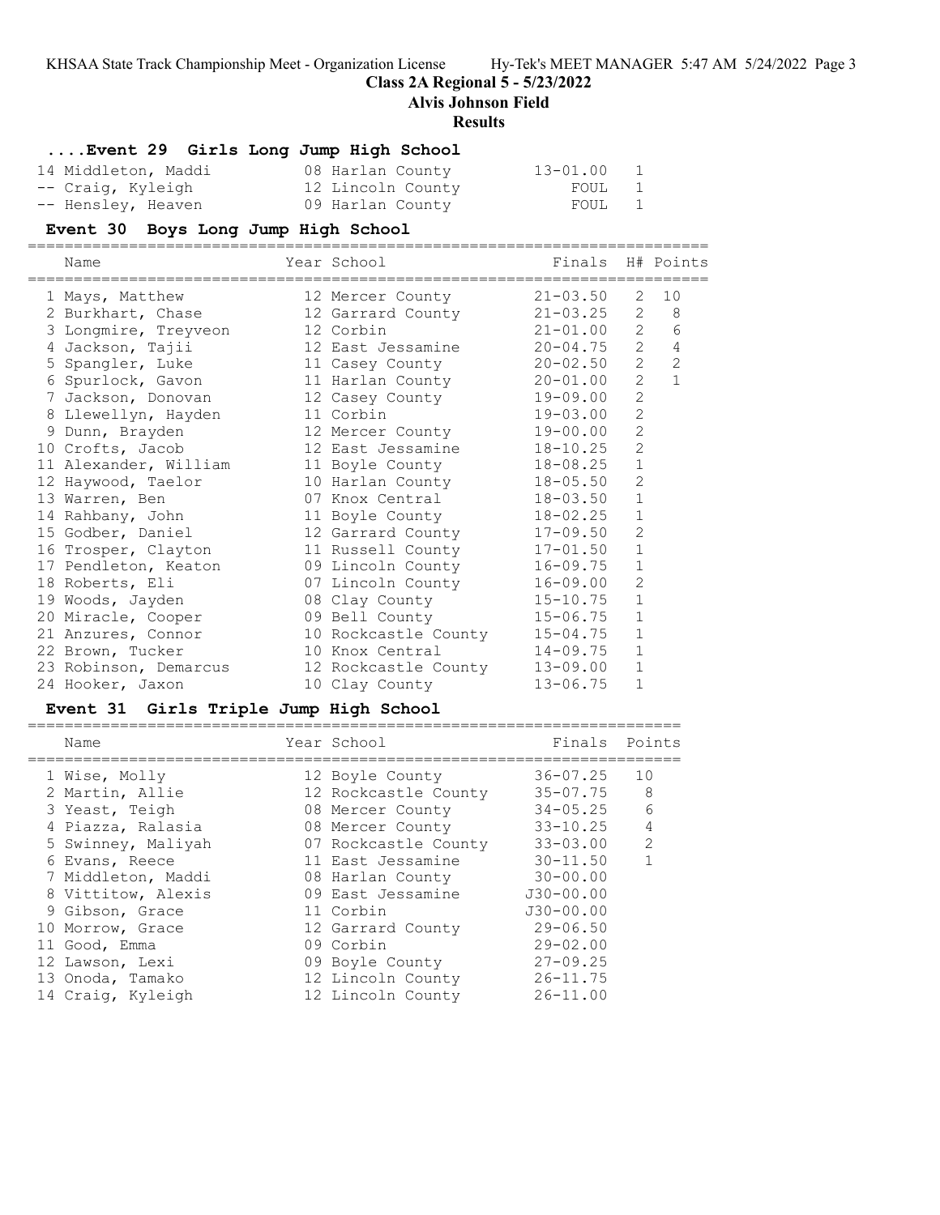# Class 2A Regional 5 - 5/23/2022

## Alvis Johnson Field

## Results

### ....Event 29 Girls Long Jump High School

| Name | Year | School | Finals | H# |
|---|---|---|---|---|
| 14 Middleton, Maddi | 08 | Harlan County | 13-01.00 | 1 |
| -- Craig, Kyleigh | 12 | Lincoln County | FOUL | 1 |
| -- Hensley, Heaven | 09 | Harlan County | FOUL | 1 |

### Event 30 Boys Long Jump High School

| Name | Year | School | Finals | H# | Points |
|---|---|---|---|---|---|
| 1 Mays, Matthew | 12 | Mercer County | 21-03.50 | 2 | 10 |
| 2 Burkhart, Chase | 12 | Garrard County | 21-03.25 | 2 | 8 |
| 3 Longmire, Treyveon | 12 | Corbin | 21-01.00 | 2 | 6 |
| 4 Jackson, Tajii | 12 | East Jessamine | 20-04.75 | 2 | 4 |
| 5 Spangler, Luke | 11 | Casey County | 20-02.50 | 2 | 2 |
| 6 Spurlock, Gavon | 11 | Harlan County | 20-01.00 | 2 | 1 |
| 7 Jackson, Donovan | 12 | Casey County | 19-09.00 | 2 | |
| 8 Llewellyn, Hayden | 11 | Corbin | 19-03.00 | 2 | |
| 9 Dunn, Brayden | 12 | Mercer County | 19-00.00 | 2 | |
| 10 Crofts, Jacob | 12 | East Jessamine | 18-10.25 | 2 | |
| 11 Alexander, William | 11 | Boyle County | 18-08.25 | 1 | |
| 12 Haywood, Taelor | 10 | Harlan County | 18-05.50 | 2 | |
| 13 Warren, Ben | 07 | Knox Central | 18-03.50 | 1 | |
| 14 Rahbany, John | 11 | Boyle County | 18-02.25 | 1 | |
| 15 Godber, Daniel | 12 | Garrard County | 17-09.50 | 2 | |
| 16 Trosper, Clayton | 11 | Russell County | 17-01.50 | 1 | |
| 17 Pendleton, Keaton | 09 | Lincoln County | 16-09.75 | 1 | |
| 18 Roberts, Eli | 07 | Lincoln County | 16-09.00 | 2 | |
| 19 Woods, Jayden | 08 | Clay County | 15-10.75 | 1 | |
| 20 Miracle, Cooper | 09 | Bell County | 15-06.75 | 1 | |
| 21 Anzures, Connor | 10 | Rockcastle County | 15-04.75 | 1 | |
| 22 Brown, Tucker | 10 | Knox Central | 14-09.75 | 1 | |
| 23 Robinson, Demarcus | 12 | Rockcastle County | 13-09.00 | 1 | |
| 24 Hooker, Jaxon | 10 | Clay County | 13-06.75 | 1 | |

### Event 31 Girls Triple Jump High School

| Name | Year | School | Finals | Points |
|---|---|---|---|---|
| 1 Wise, Molly | 12 | Boyle County | 36-07.25 | 10 |
| 2 Martin, Allie | 12 | Rockcastle County | 35-07.75 | 8 |
| 3 Yeast, Teigh | 08 | Mercer County | 34-05.25 | 6 |
| 4 Piazza, Ralasia | 08 | Mercer County | 33-10.25 | 4 |
| 5 Swinney, Maliyah | 07 | Rockcastle County | 33-03.00 | 2 |
| 6 Evans, Reece | 11 | East Jessamine | 30-11.50 | 1 |
| 7 Middleton, Maddi | 08 | Harlan County | 30-00.00 | |
| 8 Vittitow, Alexis | 09 | East Jessamine | J30-00.00 | |
| 9 Gibson, Grace | 11 | Corbin | J30-00.00 | |
| 10 Morrow, Grace | 12 | Garrard County | 29-06.50 | |
| 11 Good, Emma | 09 | Corbin | 29-02.00 | |
| 12 Lawson, Lexi | 09 | Boyle County | 27-09.25 | |
| 13 Onoda, Tamako | 12 | Lincoln County | 26-11.75 | |
| 14 Craig, Kyleigh | 12 | Lincoln County | 26-11.00 | |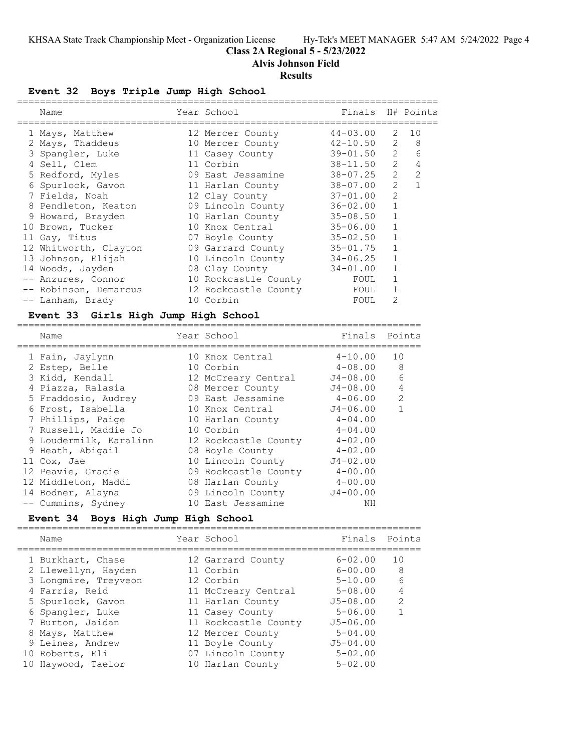# Class 2A Regional 5 - 5/23/2022

## Alvis Johnson Field

## Results

### Event 32 Boys Triple Jump High School

| | Name | Year | School | Finals | H# | Points |
|---|---|---|---|---|---|---|
| 1 | Mays, Matthew | 12 | Mercer County | 44-03.00 | 2 | 10 |
| 2 | Mays, Thaddeus | 10 | Mercer County | 42-10.50 | 2 | 8 |
| 3 | Spangler, Luke | 11 | Casey County | 39-01.50 | 2 | 6 |
| 4 | Sell, Clem | 11 | Corbin | 38-11.50 | 2 | 4 |
| 5 | Redford, Myles | 09 | East Jessamine | 38-07.25 | 2 | 2 |
| 6 | Spurlock, Gavon | 11 | Harlan County | 38-07.00 | 2 | 1 |
| 7 | Fields, Noah | 12 | Clay County | 37-01.00 | 2 | |
| 8 | Pendleton, Keaton | 09 | Lincoln County | 36-02.00 | 1 | |
| 9 | Howard, Brayden | 10 | Harlan County | 35-08.50 | 1 | |
| 10 | Brown, Tucker | 10 | Knox Central | 35-06.00 | 1 | |
| 11 | Gay, Titus | 07 | Boyle County | 35-02.50 | 1 | |
| 12 | Whitworth, Clayton | 09 | Garrard County | 35-01.75 | 1 | |
| 13 | Johnson, Elijah | 10 | Lincoln County | 34-06.25 | 1 | |
| 14 | Woods, Jayden | 08 | Clay County | 34-01.00 | 1 | |
| -- | Anzures, Connor | 10 | Rockcastle County | FOUL | 1 | |
| -- | Robinson, Demarcus | 12 | Rockcastle County | FOUL | 1 | |
| -- | Lanham, Brady | 10 | Corbin | FOUL | 2 | |

### Event 33 Girls High Jump High School

| | Name | Year | School | Finals | Points |
|---|---|---|---|---|---|
| 1 | Fain, Jaylynn | 10 | Knox Central | 4-10.00 | 10 |
| 2 | Estep, Belle | 10 | Corbin | 4-08.00 | 8 |
| 3 | Kidd, Kendall | 12 | McCreary Central | J4-08.00 | 6 |
| 4 | Piazza, Ralasia | 08 | Mercer County | J4-08.00 | 4 |
| 5 | Fraddosio, Audrey | 09 | East Jessamine | 4-06.00 | 2 |
| 6 | Frost, Isabella | 10 | Knox Central | J4-06.00 | 1 |
| 7 | Phillips, Paige | 10 | Harlan County | 4-04.00 | |
| 7 | Russell, Maddie Jo | 10 | Corbin | 4-04.00 | |
| 9 | Loudermilk, Karalinn | 12 | Rockcastle County | 4-02.00 | |
| 9 | Heath, Abigail | 08 | Boyle County | 4-02.00 | |
| 11 | Cox, Jae | 10 | Lincoln County | J4-02.00 | |
| 12 | Peavie, Gracie | 09 | Rockcastle County | 4-00.00 | |
| 12 | Middleton, Maddi | 08 | Harlan County | 4-00.00 | |
| 14 | Bodner, Alayna | 09 | Lincoln County | J4-00.00 | |
| -- | Cummins, Sydney | 10 | East Jessamine | NH | |

### Event 34 Boys High Jump High School

| | Name | Year | School | Finals | Points |
|---|---|---|---|---|---|
| 1 | Burkhart, Chase | 12 | Garrard County | 6-02.00 | 10 |
| 2 | Llewellyn, Hayden | 11 | Corbin | 6-00.00 | 8 |
| 3 | Longmire, Treyveon | 12 | Corbin | 5-10.00 | 6 |
| 4 | Farris, Reid | 11 | McCreary Central | 5-08.00 | 4 |
| 5 | Spurlock, Gavon | 11 | Harlan County | J5-08.00 | 2 |
| 6 | Spangler, Luke | 11 | Casey County | 5-06.00 | 1 |
| 7 | Burton, Jaidan | 11 | Rockcastle County | J5-06.00 | |
| 8 | Mays, Matthew | 12 | Mercer County | 5-04.00 | |
| 9 | Leines, Andrew | 11 | Boyle County | J5-04.00 | |
| 10 | Roberts, Eli | 07 | Lincoln County | 5-02.00 | |
| 10 | Haywood, Taelor | 10 | Harlan County | 5-02.00 | |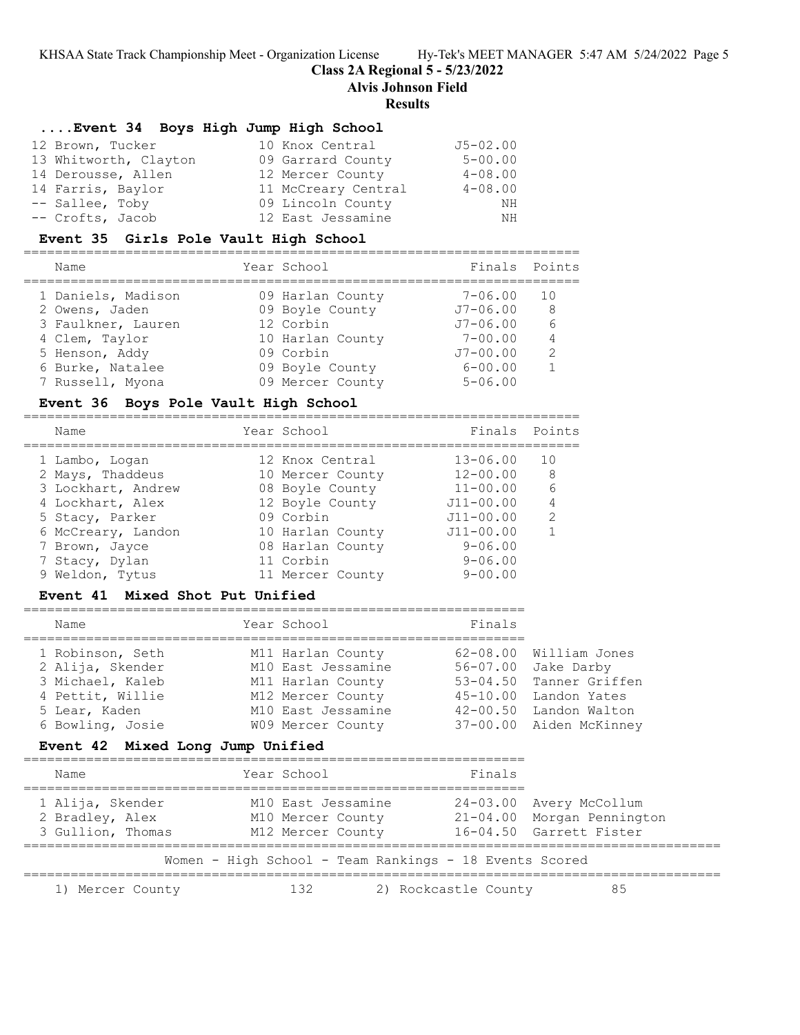## ....Event 34 Boys High Jump High School

| Name | Year | School | Finals |
|---|---|---|---|
| 12 Brown, Tucker | 10 | Knox Central | J5-02.00 |
| 13 Whitworth, Clayton | 09 | Garrard County | 5-00.00 |
| 14 Derousse, Allen | 12 | Mercer County | 4-08.00 |
| 14 Farris, Baylor | 11 | McCreary Central | 4-08.00 |
| -- Sallee, Toby | 09 | Lincoln County | NH |
| -- Crofts, Jacob | 12 | East Jessamine | NH |

## Event 35 Girls Pole Vault High School

| Name | Year | School | Finals | Points |
|---|---|---|---|---|
| 1 Daniels, Madison | 09 | Harlan County | 7-06.00 | 10 |
| 2 Owens, Jaden | 09 | Boyle County | J7-06.00 | 8 |
| 3 Faulkner, Lauren | 12 | Corbin | J7-06.00 | 6 |
| 4 Clem, Taylor | 10 | Harlan County | 7-00.00 | 4 |
| 5 Henson, Addy | 09 | Corbin | J7-00.00 | 2 |
| 6 Burke, Natalee | 09 | Boyle County | 6-00.00 | 1 |
| 7 Russell, Myona | 09 | Mercer County | 5-06.00 | |

## Event 36 Boys Pole Vault High School

| Name | Year | School | Finals | Points |
|---|---|---|---|---|
| 1 Lambo, Logan | 12 | Knox Central | 13-06.00 | 10 |
| 2 Mays, Thaddeus | 10 | Mercer County | 12-00.00 | 8 |
| 3 Lockhart, Andrew | 08 | Boyle County | 11-00.00 | 6 |
| 4 Lockhart, Alex | 12 | Boyle County | J11-00.00 | 4 |
| 5 Stacy, Parker | 09 | Corbin | J11-00.00 | 2 |
| 6 McCreary, Landon | 10 | Harlan County | J11-00.00 | 1 |
| 7 Brown, Jayce | 08 | Harlan County | 9-06.00 | |
| 7 Stacy, Dylan | 11 | Corbin | 9-06.00 | |
| 9 Weldon, Tytus | 11 | Mercer County | 9-00.00 | |

## Event 41 Mixed Shot Put Unified

| Name | Year | School | Finals | |
|---|---|---|---|---|
| 1 Robinson, Seth | M11 | Harlan County | 62-08.00 | William Jones |
| 2 Alija, Skender | M10 | East Jessamine | 56-07.00 | Jake Darby |
| 3 Michael, Kaleb | M11 | Harlan County | 53-04.50 | Tanner Griffen |
| 4 Pettit, Willie | M12 | Mercer County | 45-10.00 | Landon Yates |
| 5 Lear, Kaden | M10 | East Jessamine | 42-00.50 | Landon Walton |
| 6 Bowling, Josie | W09 | Mercer County | 37-00.00 | Aiden McKinney |

## Event 42 Mixed Long Jump Unified

| Name | Year | School | Finals | |
|---|---|---|---|---|
| 1 Alija, Skender | M10 | East Jessamine | 24-03.00 | Avery McCollum |
| 2 Bradley, Alex | M10 | Mercer County | 21-04.00 | Morgan Pennington |
| 3 Gullion, Thomas | M12 | Mercer County | 16-04.50 | Garrett Fister |

### Women - High School - Team Rankings - 18 Events Scored

| | | | |
|---|---|---|---|
| 1) Mercer County | 132 | 2) Rockcastle County | 85 |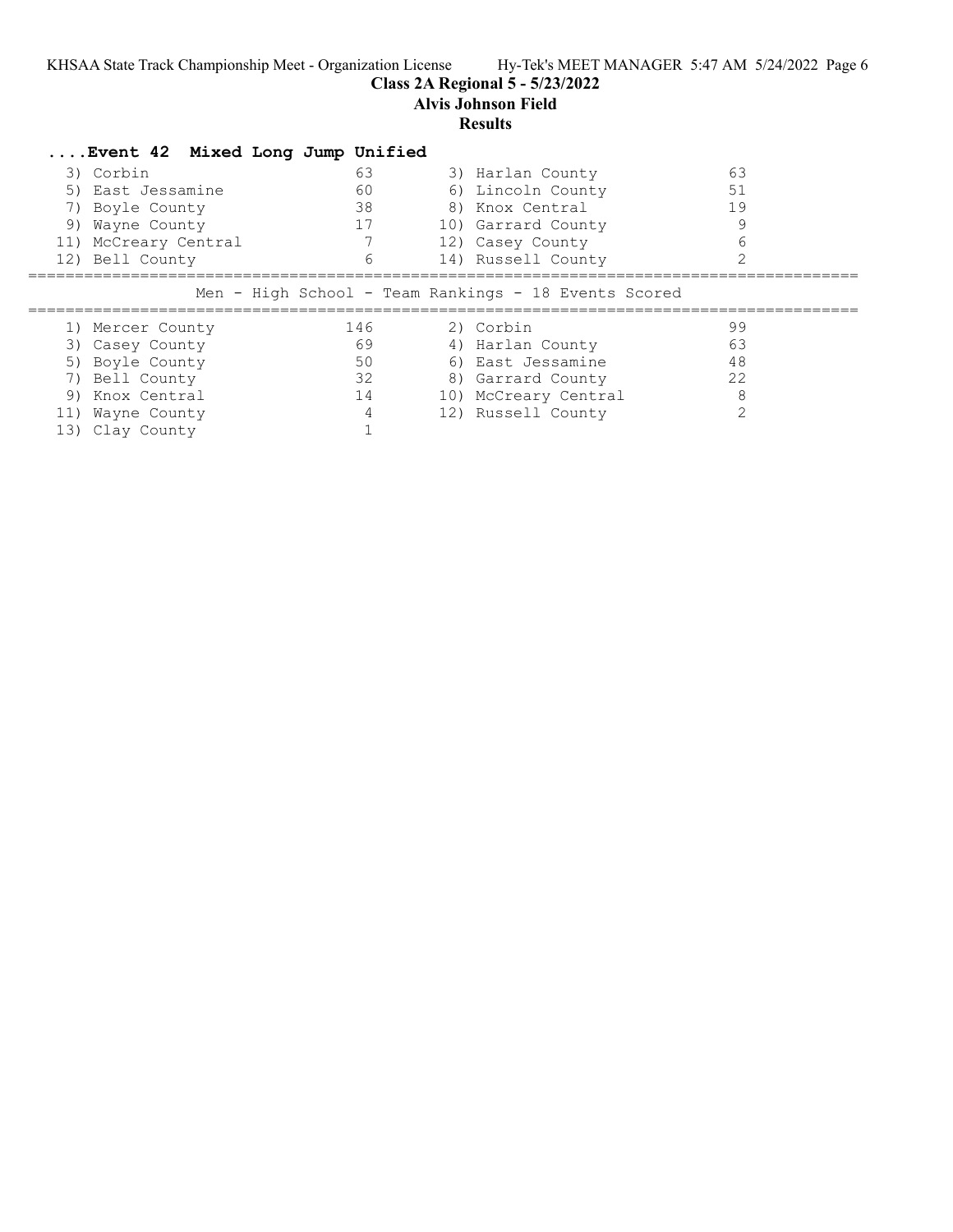**Class 2A Regional 5 - 5/23/2022**

**Alvis Johnson Field**

**Results**

### ....Event 42 Mixed Long Jump Unified

| | | | |
|---|---|---|---|
| 3) Corbin | 63 | 3) Harlan County | 63 |
| 5) East Jessamine | 60 | 6) Lincoln County | 51 |
| 7) Boyle County | 38 | 8) Knox Central | 19 |
| 9) Wayne County | 17 | 10) Garrard County | 9 |
| 11) McCreary Central | 7 | 12) Casey County | 6 |
| 12) Bell County | 6 | 14) Russell County | 2 |

### Men - High School - Team Rankings - 18 Events Scored

| | | | |
|---|---|---|---|
| 1) Mercer County | 146 | 2) Corbin | 99 |
| 3) Casey County | 69 | 4) Harlan County | 63 |
| 5) Boyle County | 50 | 6) East Jessamine | 48 |
| 7) Bell County | 32 | 8) Garrard County | 22 |
| 9) Knox Central | 14 | 10) McCreary Central | 8 |
| 11) Wayne County | 4 | 12) Russell County | 2 |
| 13) Clay County | 1 | | |